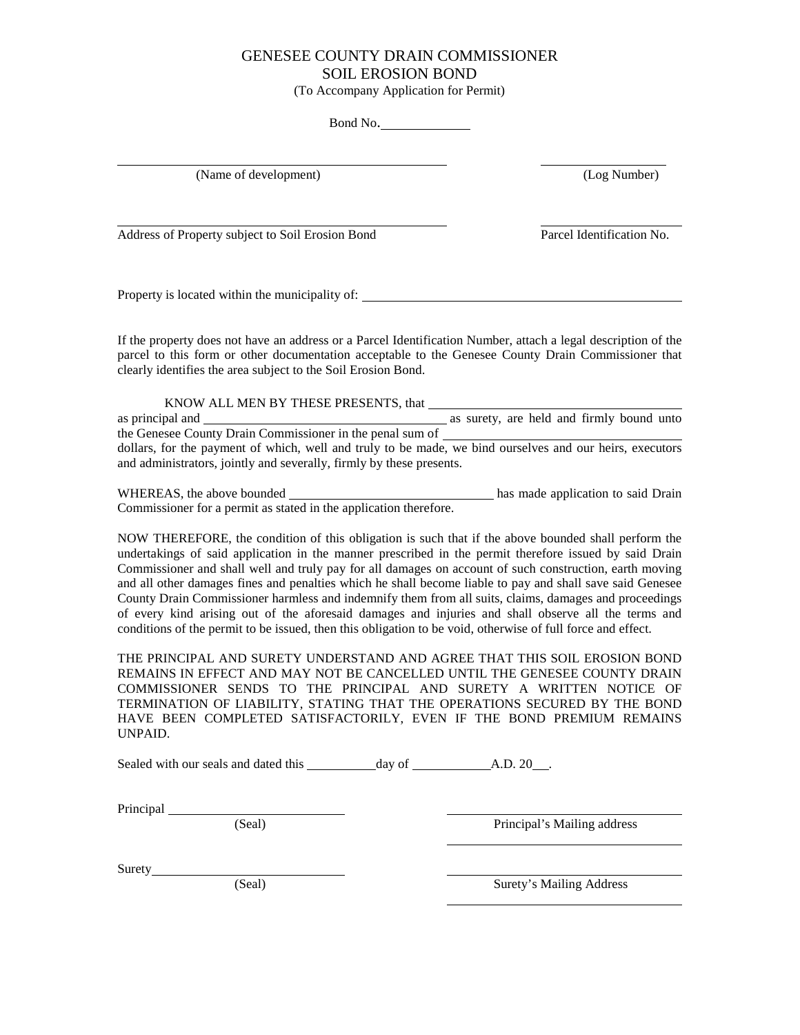# GENESEE COUNTY DRAIN COMMISSIONER
## SOIL EROSION BOND
(To Accompany Application for Permit)

Bond No.______________

_______________________________________________ (Name of development)

___________________ (Log Number)

_______________________________________________ Address of Property subject to Soil Erosion Bond

___________________ Parcel Identification No.

Property is located within the municipality of: _______________________________________________

If the property does not have an address or a Parcel Identification Number, attach a legal description of the parcel to this form or other documentation acceptable to the Genesee County Drain Commissioner that clearly identifies the area subject to the Soil Erosion Bond.

KNOW ALL MEN BY THESE PRESENTS, that ____________________________________ as principal and ____________________________________ as surety, are held and firmly bound unto the Genesee County Drain Commissioner in the penal sum of ____________________________________ dollars, for the payment of which, well and truly to be made, we bind ourselves and our heirs, executors and administrators, jointly and severally, firmly by these presents.

WHEREAS, the above bounded ______________________________ has made application to said Drain Commissioner for a permit as stated in the application therefore.

NOW THEREFORE, the condition of this obligation is such that if the above bounded shall perform the undertakings of said application in the manner prescribed in the permit therefore issued by said Drain Commissioner and shall well and truly pay for all damages on account of such construction, earth moving and all other damages fines and penalties which he shall become liable to pay and shall save said Genesee County Drain Commissioner harmless and indemnify them from all suits, claims, damages and proceedings of every kind arising out of the aforesaid damages and injuries and shall observe all the terms and conditions of the permit to be issued, then this obligation to be void, otherwise of full force and effect.

THE PRINCIPAL AND SURETY UNDERSTAND AND AGREE THAT THIS SOIL EROSION BOND REMAINS IN EFFECT AND MAY NOT BE CANCELLED UNTIL THE GENESEE COUNTY DRAIN COMMISSIONER SENDS TO THE PRINCIPAL AND SURETY A WRITTEN NOTICE OF TERMINATION OF LIABILITY, STATING THAT THE OPERATIONS SECURED BY THE BOND HAVE BEEN COMPLETED SATISFACTORILY, EVEN IF THE BOND PREMIUM REMAINS UNPAID.

Sealed with our seals and dated this __________day of ___________A.D. 20___.

Principal ___________________________ (Seal)

___________________________________ Principal's Mailing address

___________________________________

Surety_____________________________ (Seal)

___________________________________ Surety's Mailing Address

___________________________________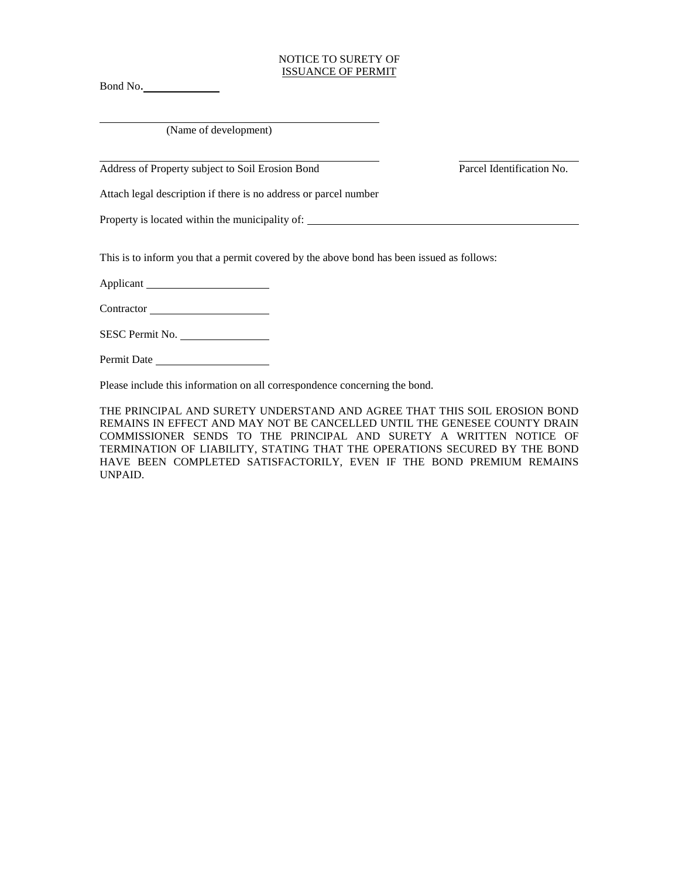NOTICE TO SURETY OF
ISSUANCE OF PERMIT

Bond No. ____________

______________________________________________
(Name of development)

______________________________________________ ____________________
Address of Property subject to Soil Erosion Bond Parcel Identification No.

Attach legal description if there is no address or parcel number

Property is located within the municipality of: ______________________________________________

This is to inform you that a permit covered by the above bond has been issued as follows:

Applicant ____________________

Contractor ____________________

SESC Permit No. ______________

Permit Date ___________________

Please include this information on all correspondence concerning the bond.

THE PRINCIPAL AND SURETY UNDERSTAND AND AGREE THAT THIS SOIL EROSION BOND REMAINS IN EFFECT AND MAY NOT BE CANCELLED UNTIL THE GENESEE COUNTY DRAIN COMMISSIONER SENDS TO THE PRINCIPAL AND SURETY A WRITTEN NOTICE OF TERMINATION OF LIABILITY, STATING THAT THE OPERATIONS SECURED BY THE BOND HAVE BEEN COMPLETED SATISFACTORILY, EVEN IF THE BOND PREMIUM REMAINS UNPAID.